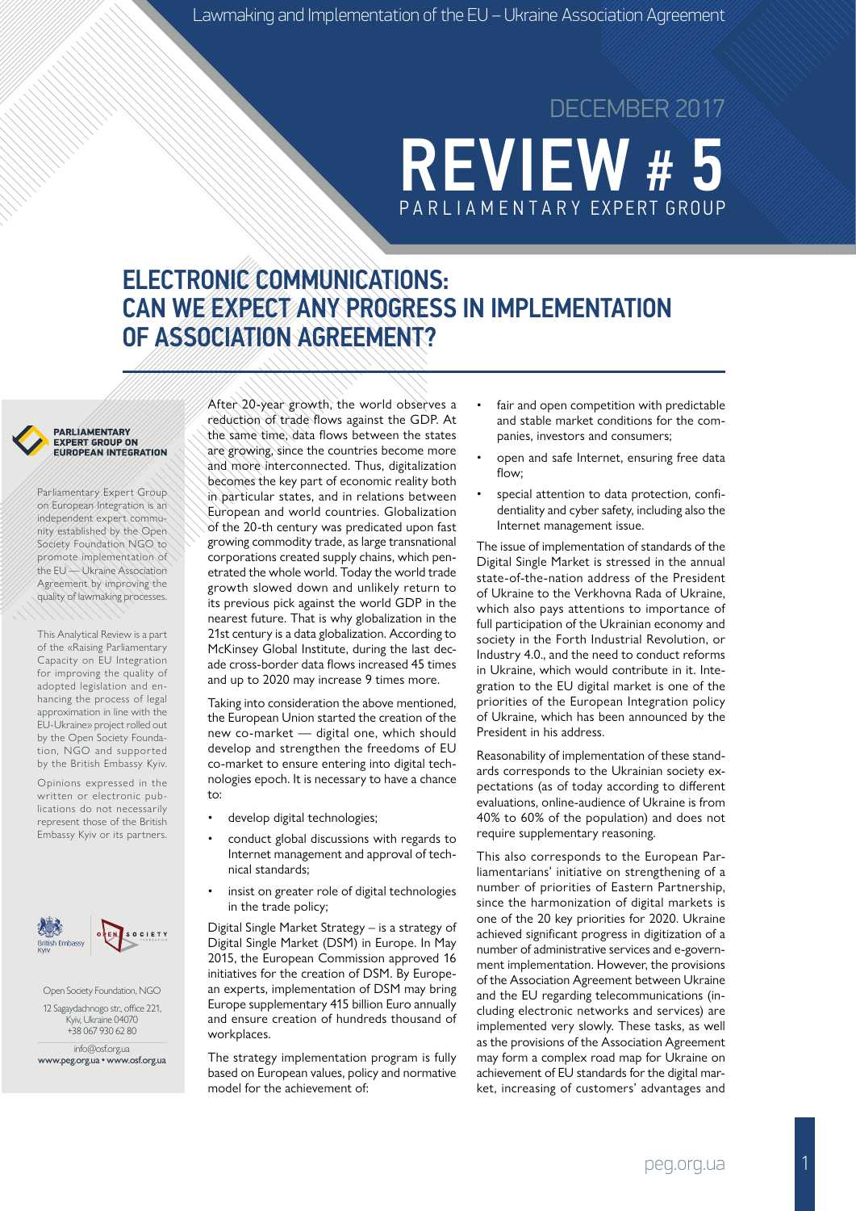DECEMBER 2017

# REVIEW # 5

PARLIAMENTARY EXPERT GROUP

## ELECTRONIC COMMUNICATIONS: CAN WE EXPECT ANY PROGRESS IN IMPLEMENTATION OF ASSOCIATION AGREEMENT?

**PARLIAMENTARY EXPERT GROUP ON EUROPEAN INTEGRATION**

Parliamentary Expert Group on European Integration is an independent expert community established by the Open Society Foundation NGO to promote implementation of the EU — Ukraine Association Agreement by improving the quality of lawmaking processes.

This Analytical Review is a part of the «Raising Parliamentary Capacity on EU Integration for improving the quality of adopted legislation and enhancing the process of legal approximation in line with the EU-Ukraine» project rolled out by the Open Society Foundation, NGO and supported by the British Embassy Kyiv.

Opinions expressed in the written or electronic publications do not necessarily represent those of the British Embassy Kyiv or its partners.

Open Society Foundation, NGO

12 Sagaydachnogo str., office 221, Kyiv, Ukraine 04070
+38 067 930 62 80

info@osf.org.ua
www.peg.org.ua • www.osf.org.ua

After 20-year growth, the world observes a reduction of trade flows against the GDP. At the same time, data flows between the states are growing, since the countries become more and more interconnected. Thus, digitalization becomes the key part of economic reality both in particular states, and in relations between European and world countries. Globalization of the 20-th century was predicated upon fast growing commodity trade, as large transnational corporations created supply chains, which penetrated the whole world. Today the world trade growth slowed down and unlikely return to its previous pick against the world GDP in the nearest future. That is why globalization in the 21st century is a data globalization. According to McKinsey Global Institute, during the last decade cross-border data flows increased 45 times and up to 2020 may increase 9 times more.

Taking into consideration the above mentioned, the European Union started the creation of the new co-market — digital one, which should develop and strengthen the freedoms of EU co-market to ensure entering into digital technologies epoch. It is necessary to have a chance to:

- develop digital technologies;
- conduct global discussions with regards to Internet management and approval of technical standards;
- insist on greater role of digital technologies in the trade policy;

Digital Single Market Strategy – is a strategy of Digital Single Market (DSM) in Europe. In May 2015, the European Commission approved 16 initiatives for the creation of DSM. By European experts, implementation of DSM may bring Europe supplementary 415 billion Euro annually and ensure creation of hundreds thousand of workplaces.

The strategy implementation program is fully based on European values, policy and normative model for the achievement of:

- fair and open competition with predictable and stable market conditions for the companies, investors and consumers;
- open and safe Internet, ensuring free data flow;
- special attention to data protection, confidentiality and cyber safety, including also the Internet management issue.

The issue of implementation of standards of the Digital Single Market is stressed in the annual state-of-the-nation address of the President of Ukraine to the Verkhovna Rada of Ukraine, which also pays attentions to importance of full participation of the Ukrainian economy and society in the Forth Industrial Revolution, or Industry 4.0., and the need to conduct reforms in Ukraine, which would contribute in it. Integration to the EU digital market is one of the priorities of the European Integration policy of Ukraine, which has been announced by the President in his address.

Reasonability of implementation of these standards corresponds to the Ukrainian society expectations (as of today according to different evaluations, online-audience of Ukraine is from 40% to 60% of the population) and does not require supplementary reasoning.

This also corresponds to the European Parliamentarians' initiative on strengthening of a number of priorities of Eastern Partnership, since the harmonization of digital markets is one of the 20 key priorities for 2020. Ukraine achieved significant progress in digitization of a number of administrative services and e-government implementation. However, the provisions of the Association Agreement between Ukraine and the EU regarding telecommunications (including electronic networks and services) are implemented very slowly. These tasks, as well as the provisions of the Association Agreement may form a complex road map for Ukraine on achievement of EU standards for the digital market, increasing of customers' advantages and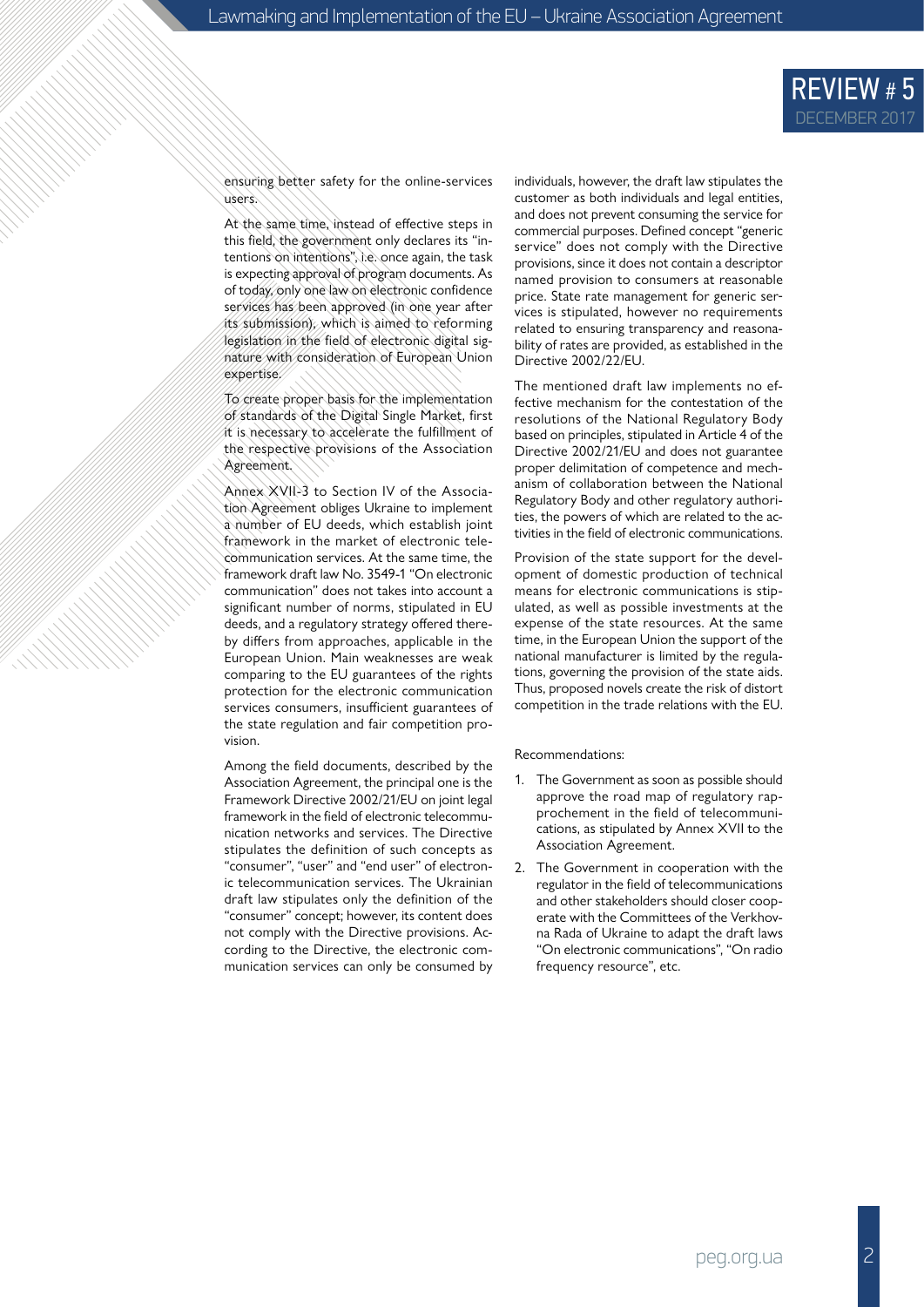ensuring better safety for the online-services users.

At the same time, instead of effective steps in this field, the government only declares its "intentions on intentions", i.e. once again, the task is expecting approval of program documents. As of today, only one law on electronic confidence services has been approved (in one year after its submission), which is aimed to reforming legislation in the field of electronic digital signature with consideration of European Union expertise.

To create proper basis for the implementation of standards of the Digital Single Market, first it is necessary to accelerate the fulfillment of the respective provisions of the Association Agreement.

Annex XVII-3 to Section IV of the Association Agreement obliges Ukraine to implement a number of EU deeds, which establish joint framework in the market of electronic telecommunication services. At the same time, the framework draft law No. 3549-1 "On electronic communication" does not takes into account a significant number of norms, stipulated in EU deeds, and a regulatory strategy offered thereby differs from approaches, applicable in the European Union. Main weaknesses are weak comparing to the EU guarantees of the rights protection for the electronic communication services consumers, insufficient guarantees of the state regulation and fair competition provision.

Among the field documents, described by the Association Agreement, the principal one is the Framework Directive 2002/21/EU on joint legal framework in the field of electronic telecommunication networks and services. The Directive stipulates the definition of such concepts as "consumer", "user" and "end user" of electronic telecommunication services. The Ukrainian draft law stipulates only the definition of the "consumer" concept; however, its content does not comply with the Directive provisions. According to the Directive, the electronic communication services can only be consumed by individuals, however, the draft law stipulates the customer as both individuals and legal entities, and does not prevent consuming the service for commercial purposes. Defined concept "generic service" does not comply with the Directive provisions, since it does not contain a descriptor named provision to consumers at reasonable price. State rate management for generic services is stipulated, however no requirements related to ensuring transparency and reasonability of rates are provided, as established in the Directive 2002/22/EU.

The mentioned draft law implements no effective mechanism for the contestation of the resolutions of the National Regulatory Body based on principles, stipulated in Article 4 of the Directive 2002/21/EU and does not guarantee proper delimitation of competence and mechanism of collaboration between the National Regulatory Body and other regulatory authorities, the powers of which are related to the activities in the field of electronic communications.

Provision of the state support for the development of domestic production of technical means for electronic communications is stipulated, as well as possible investments at the expense of the state resources. At the same time, in the European Union the support of the national manufacturer is limited by the regulations, governing the provision of the state aids. Thus, proposed novels create the risk of distort competition in the trade relations with the EU.

Recommendations:

1. The Government as soon as possible should approve the road map of regulatory rapprochement in the field of telecommunications, as stipulated by Annex XVII to the Association Agreement.
2. The Government in cooperation with the regulator in the field of telecommunications and other stakeholders should closer cooperate with the Committees of the Verkhovna Rada of Ukraine to adapt the draft laws "On electronic communications", "On radio frequency resource", etc.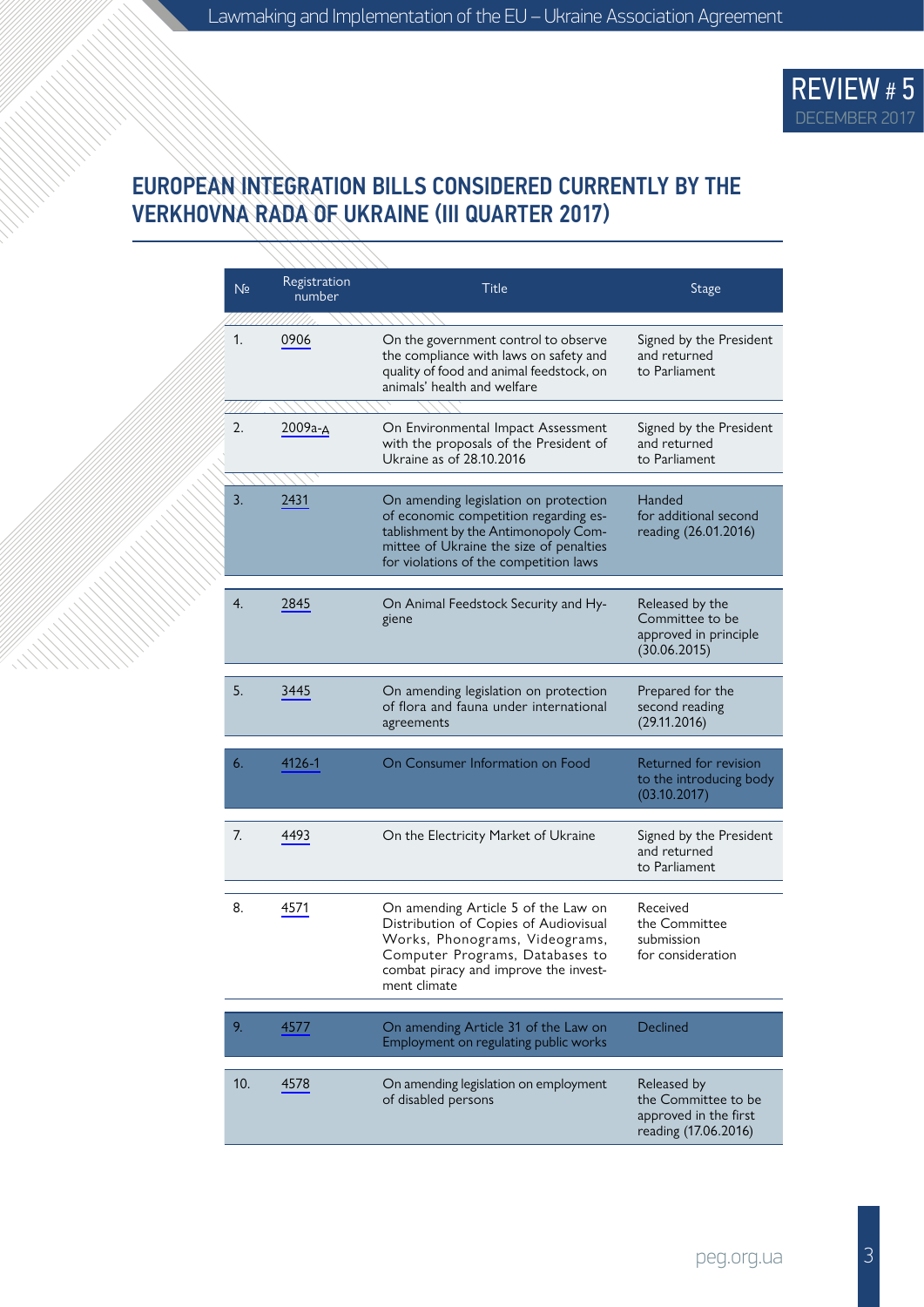## EUROPEAN INTEGRATION BILLS CONSIDERED CURRENTLY BY THE VERKHOVNA RADA OF UKRAINE (III QUARTER 2017)

| № | Registration number | Title | Stage |
|---|---|---|---|
| 1. | 0906 | On the government control to observe the compliance with laws on safety and quality of food and animal feedstock, on animals' health and welfare | Signed by the President and returned to Parliament |
| 2. | 2009а-д | On Environmental Impact Assessment with the proposals of the President of Ukraine as of 28.10.2016 | Signed by the President and returned to Parliament |
| 3. | 2431 | On amending legislation on protection of economic competition regarding establishment by the Antimonopoly Committee of Ukraine the size of penalties for violations of the competition laws | Handed for additional second reading (26.01.2016) |
| 4. | 2845 | On Animal Feedstock Security and Hygiene | Released by the Committee to be approved in principle (30.06.2015) |
| 5. | 3445 | On amending legislation on protection of flora and fauna under international agreements | Prepared for the second reading (29.11.2016) |
| 6. | 4126-1 | On Consumer Information on Food | Returned for revision to the introducing body (03.10.2017) |
| 7. | 4493 | On the Electricity Market of Ukraine | Signed by the President and returned to Parliament |
| 8. | 4571 | On amending Article 5 of the Law on Distribution of Copies of Audiovisual Works, Phonograms, Videograms, Computer Programs, Databases to combat piracy and improve the investment climate | Received the Committee submission for consideration |
| 9. | 4577 | On amending Article 31 of the Law on Employment on regulating public works | Declined |
| 10. | 4578 | On amending legislation on employment of disabled persons | Released by the Committee to be approved in the first reading (17.06.2016) |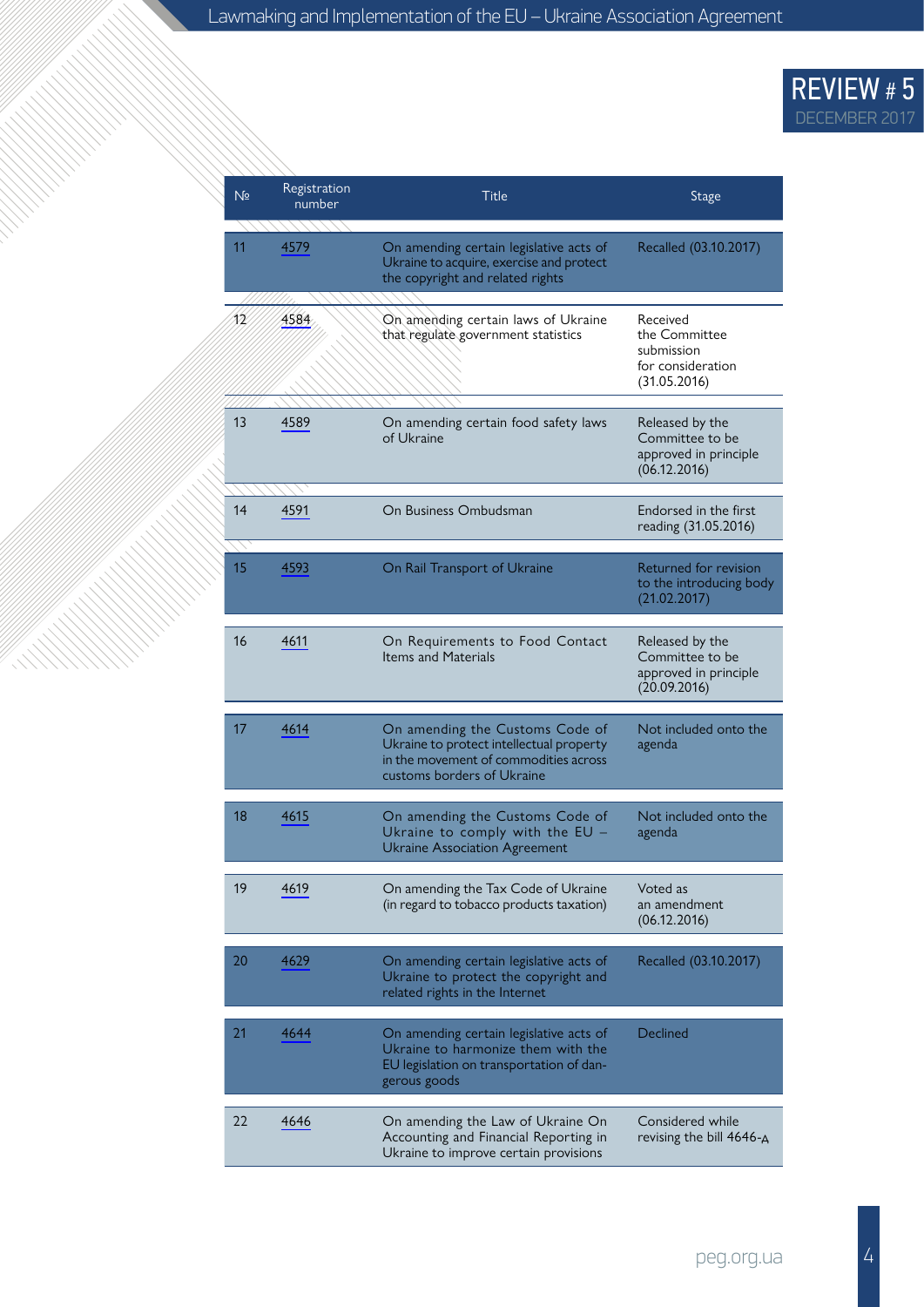| № | Registration number | Title | Stage |
|---|---|---|---|
| 11 | 4579 | On amending certain legislative acts of Ukraine to acquire, exercise and protect the copyright and related rights | Recalled (03.10.2017) |
| 12 | 4584 | On amending certain laws of Ukraine that regulate government statistics | Received the Committee submission for consideration (31.05.2016) |
| 13 | 4589 | On amending certain food safety laws of Ukraine | Released by the Committee to be approved in principle (06.12.2016) |
| 14 | 4591 | On Business Ombudsman | Endorsed in the first reading (31.05.2016) |
| 15 | 4593 | On Rail Transport of Ukraine | Returned for revision to the introducing body (21.02.2017) |
| 16 | 4611 | On Requirements to Food Contact Items and Materials | Released by the Committee to be approved in principle (20.09.2016) |
| 17 | 4614 | On amending the Customs Code of Ukraine to protect intellectual property in the movement of commodities across customs borders of Ukraine | Not included onto the agenda |
| 18 | 4615 | On amending the Customs Code of Ukraine to comply with the EU – Ukraine Association Agreement | Not included onto the agenda |
| 19 | 4619 | On amending the Tax Code of Ukraine (in regard to tobacco products taxation) | Voted as an amendment (06.12.2016) |
| 20 | 4629 | On amending certain legislative acts of Ukraine to protect the copyright and related rights in the Internet | Recalled (03.10.2017) |
| 21 | 4644 | On amending certain legislative acts of Ukraine to harmonize them with the EU legislation on transportation of dangerous goods | Declined |
| 22 | 4646 | On amending the Law of Ukraine On Accounting and Financial Reporting in Ukraine to improve certain provisions | Considered while revising the bill 4646-А |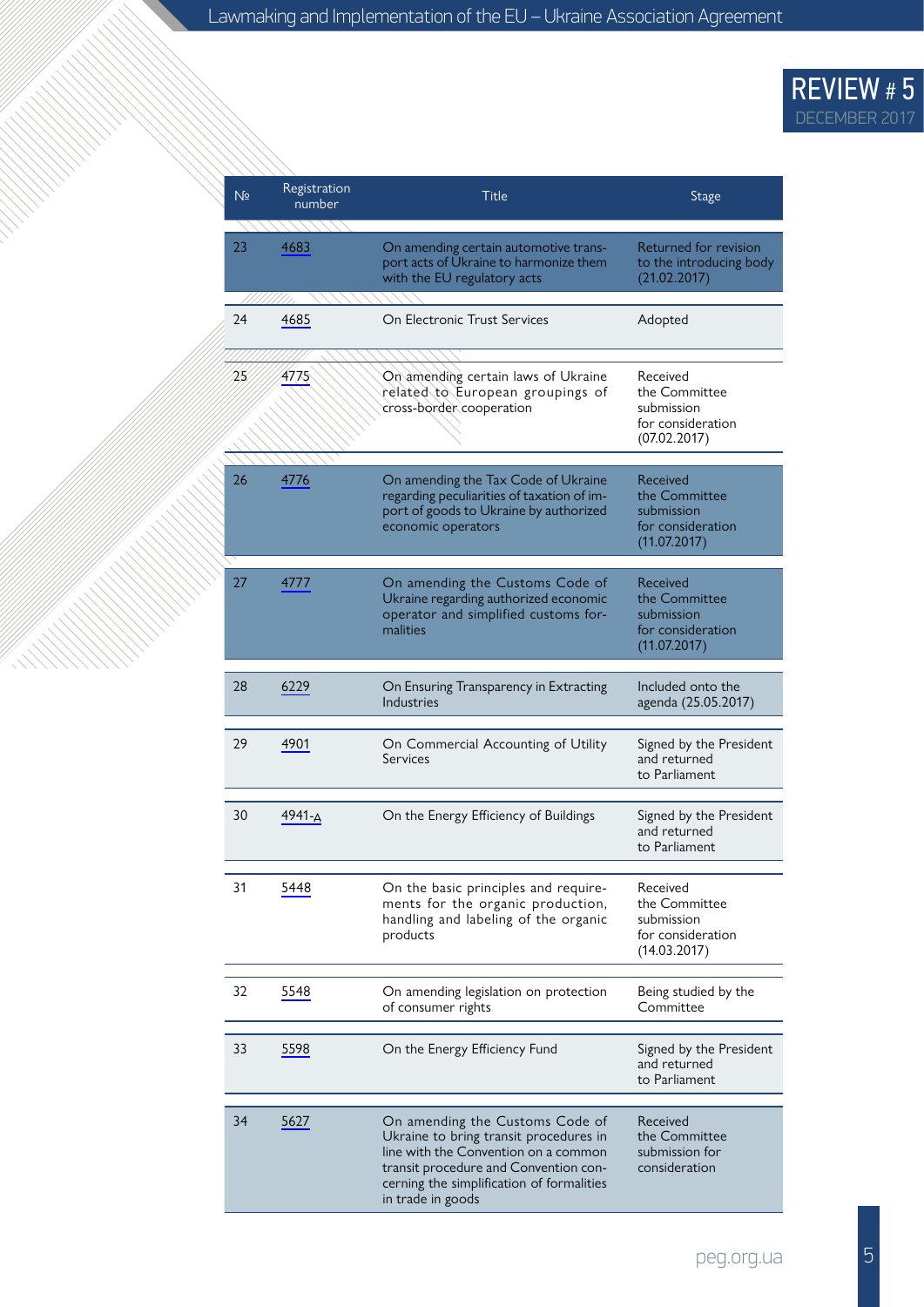| № | Registration number | Title | Stage |
|---|---|---|---|
| 23 | 4683 | On amending certain automotive transport acts of Ukraine to harmonize them with the EU regulatory acts | Returned for revision to the introducing body (21.02.2017) |
| 24 | 4685 | On Electronic Trust Services | Adopted |
| 25 | 4775 | On amending certain laws of Ukraine related to European groupings of cross-border cooperation | Received the Committee submission for consideration (07.02.2017) |
| 26 | 4776 | On amending the Tax Code of Ukraine regarding peculiarities of taxation of import of goods to Ukraine by authorized economic operators | Received the Committee submission for consideration (11.07.2017) |
| 27 | 4777 | On amending the Customs Code of Ukraine regarding authorized economic operator and simplified customs formalities | Received the Committee submission for consideration (11.07.2017) |
| 28 | 6229 | On Ensuring Transparency in Extracting Industries | Included onto the agenda (25.05.2017) |
| 29 | 4901 | On Commercial Accounting of Utility Services | Signed by the President and returned to Parliament |
| 30 | 4941-д | On the Energy Efficiency of Buildings | Signed by the President and returned to Parliament |
| 31 | 5448 | On the basic principles and requirements for the organic production, handling and labeling of the organic products | Received the Committee submission for consideration (14.03.2017) |
| 32 | 5548 | On amending legislation on protection of consumer rights | Being studied by the Committee |
| 33 | 5598 | On the Energy Efficiency Fund | Signed by the President and returned to Parliament |
| 34 | 5627 | On amending the Customs Code of Ukraine to bring transit procedures in line with the Convention on a common transit procedure and Convention concerning the simplification of formalities in trade in goods | Received the Committee submission for consideration |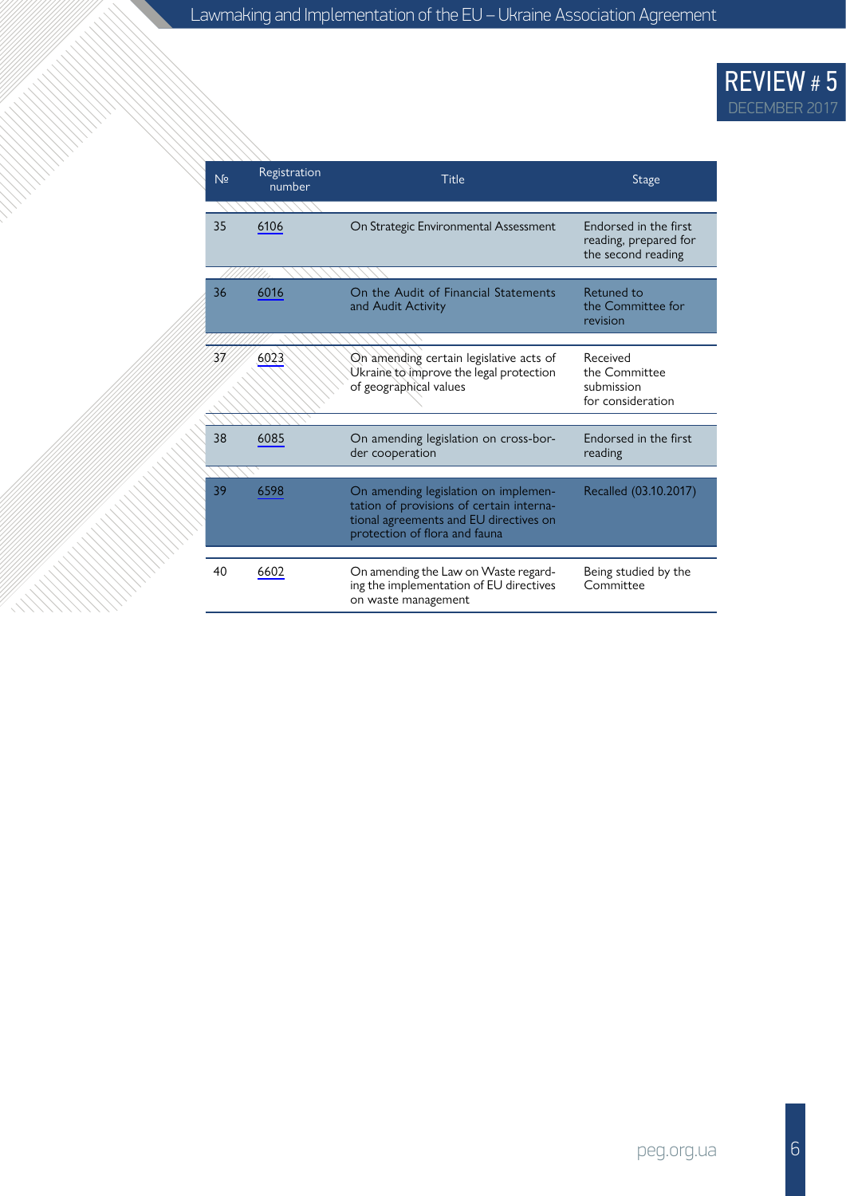| № | Registration number | Title | Stage |
|---|---|---|---|
| 35 | 6106 | On Strategic Environmental Assessment | Endorsed in the first reading, prepared for the second reading |
| 36 | 6016 | On the Audit of Financial Statements and Audit Activity | Retuned to the Committee for revision |
| 37 | 6023 | On amending certain legislative acts of Ukraine to improve the legal protection of geographical values | Received the Committee submission for consideration |
| 38 | 6085 | On amending legislation on cross-border cooperation | Endorsed in the first reading |
| 39 | 6598 | On amending legislation on implementation of provisions of certain international agreements and EU directives on protection of flora and fauna | Recalled (03.10.2017) |
| 40 | 6602 | On amending the Law on Waste regarding the implementation of EU directives on waste management | Being studied by the Committee |